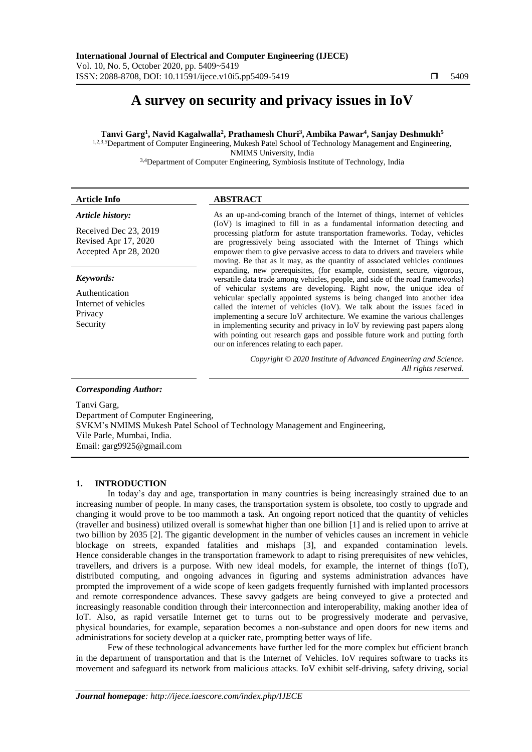# A survey on security and privacy issues in IoV

**Tanvi Garg[1], Navid Kagalwalla[2], Prathamesh Churi[3], Ambika Pawar[4], Sanjay Deshmukh[5]**

[1,2,3,5]Department of Computer Engineering, Mukesh Patel School of Technology Management and Engineering, NMIMS University, India
[3,4]Department of Computer Engineering, Symbiosis Institute of Technology, India

| Article Info | ABSTRACT |
|---|---|
| ***Article history:***<br>Received Dec 23, 2019<br>Revised Apr 17, 2020<br>Accepted Apr 28, 2020<br><br>***Keywords:***<br>Authentication<br>Internet of vehicles<br>Privacy<br>Security | As an up-and-coming branch of the Internet of things, internet of vehicles (IoV) is imagined to fill in as a fundamental information detecting and processing platform for astute transportation frameworks. Today, vehicles are progressively being associated with the Internet of Things which empower them to give pervasive access to data to drivers and travelers while moving. Be that as it may, as the quantity of associated vehicles continues expanding, new prerequisites, (for example, consistent, secure, vigorous, versatile data trade among vehicles, people, and side of the road frameworks) of vehicular systems are developing. Right now, the unique idea of vehicular specially appointed systems is being changed into another idea called the internet of vehicles (IoV). We talk about the issues faced in implementing a secure IoV architecture. We examine the various challenges in implementing security and privacy in IoV by reviewing past papers along with pointing out research gaps and possible future work and putting forth our on inferences relating to each paper.<br><br>*Copyright © 2020 Institute of Advanced Engineering and Science. All rights reserved.* |

***Corresponding Author:***

Tanvi Garg,
Department of Computer Engineering,
SVKM's NMIMS Mukesh Patel School of Technology Management and Engineering,
Vile Parle, Mumbai, India.
Email: garg9925@gmail.com

## 1. INTRODUCTION

In today's day and age, transportation in many countries is being increasingly strained due to an increasing number of people. In many cases, the transportation system is obsolete, too costly to upgrade and changing it would prove to be too mammoth a task. An ongoing report noticed that the quantity of vehicles (traveller and business) utilized overall is somewhat higher than one billion [1] and is relied upon to arrive at two billion by 2035 [2]. The gigantic development in the number of vehicles causes an increment in vehicle blockage on streets, expanded fatalities and mishaps [3], and expanded contamination levels. Hence considerable changes in the transportation framework to adapt to rising prerequisites of new vehicles, travellers, and drivers is a purpose. With new ideal models, for example, the internet of things (IoT), distributed computing, and ongoing advances in figuring and systems administration advances have prompted the improvement of a wide scope of keen gadgets frequently furnished with implanted processors and remote correspondence advances. These savvy gadgets are being conveyed to give a protected and increasingly reasonable condition through their interconnection and interoperability, making another idea of IoT. Also, as rapid versatile Internet get to turns out to be progressively moderate and pervasive, physical boundaries, for example, separation becomes a non-substance and open doors for new items and administrations for society develop at a quicker rate, prompting better ways of life.

Few of these technological advancements have further led for the more complex but efficient branch in the department of transportation and that is the Internet of Vehicles. IoV requires software to tracks its movement and safeguard its network from malicious attacks. IoV exhibit self-driving, safety driving, social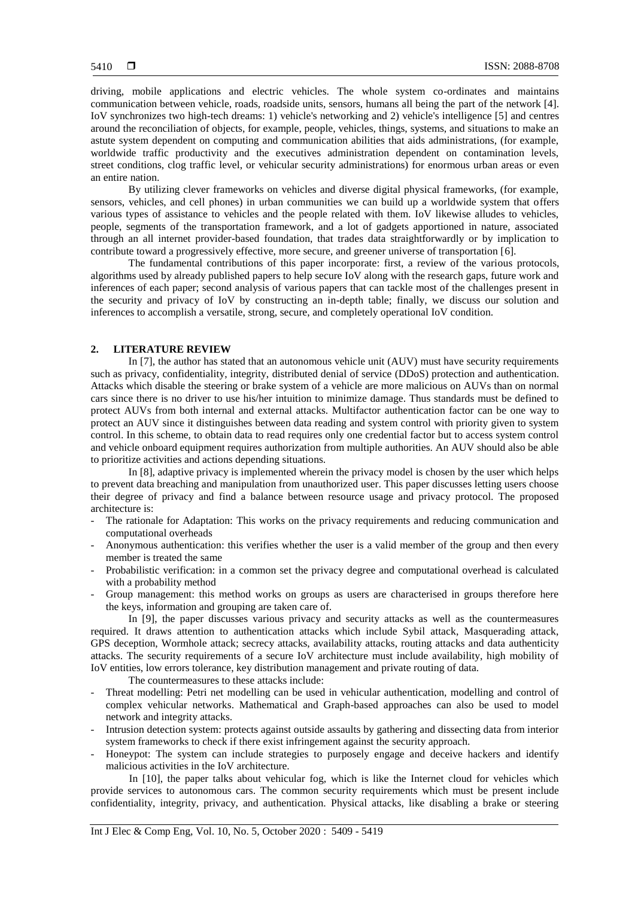driving, mobile applications and electric vehicles. The whole system co-ordinates and maintains communication between vehicle, roads, roadside units, sensors, humans all being the part of the network [4]. IoV synchronizes two high-tech dreams: 1) vehicle's networking and 2) vehicle's intelligence [5] and centres around the reconciliation of objects, for example, people, vehicles, things, systems, and situations to make an astute system dependent on computing and communication abilities that aids administrations, (for example, worldwide traffic productivity and the executives administration dependent on contamination levels, street conditions, clog traffic level, or vehicular security administrations) for enormous urban areas or even an entire nation.

By utilizing clever frameworks on vehicles and diverse digital physical frameworks, (for example, sensors, vehicles, and cell phones) in urban communities we can build up a worldwide system that offers various types of assistance to vehicles and the people related with them. IoV likewise alludes to vehicles, people, segments of the transportation framework, and a lot of gadgets apportioned in nature, associated through an all internet provider-based foundation, that trades data straightforwardly or by implication to contribute toward a progressively effective, more secure, and greener universe of transportation [6].

The fundamental contributions of this paper incorporate: first, a review of the various protocols, algorithms used by already published papers to help secure IoV along with the research gaps, future work and inferences of each paper; second analysis of various papers that can tackle most of the challenges present in the security and privacy of IoV by constructing an in-depth table; finally, we discuss our solution and inferences to accomplish a versatile, strong, secure, and completely operational IoV condition.

## 2. LITERATURE REVIEW

In [7], the author has stated that an autonomous vehicle unit (AUV) must have security requirements such as privacy, confidentiality, integrity, distributed denial of service (DDoS) protection and authentication. Attacks which disable the steering or brake system of a vehicle are more malicious on AUVs than on normal cars since there is no driver to use his/her intuition to minimize damage. Thus standards must be defined to protect AUVs from both internal and external attacks. Multifactor authentication factor can be one way to protect an AUV since it distinguishes between data reading and system control with priority given to system control. In this scheme, to obtain data to read requires only one credential factor but to access system control and vehicle onboard equipment requires authorization from multiple authorities. An AUV should also be able to prioritize activities and actions depending situations.

In [8], adaptive privacy is implemented wherein the privacy model is chosen by the user which helps to prevent data breaching and manipulation from unauthorized user. This paper discusses letting users choose their degree of privacy and find a balance between resource usage and privacy protocol. The proposed architecture is:

- The rationale for Adaptation: This works on the privacy requirements and reducing communication and computational overheads
- Anonymous authentication: this verifies whether the user is a valid member of the group and then every member is treated the same
- Probabilistic verification: in a common set the privacy degree and computational overhead is calculated with a probability method
- Group management: this method works on groups as users are characterised in groups therefore here the keys, information and grouping are taken care of.

In [9], the paper discusses various privacy and security attacks as well as the countermeasures required. It draws attention to authentication attacks which include Sybil attack, Masquerading attack, GPS deception, Wormhole attack; secrecy attacks, availability attacks, routing attacks and data authenticity attacks. The security requirements of a secure IoV architecture must include availability, high mobility of IoV entities, low errors tolerance, key distribution management and private routing of data.

The countermeasures to these attacks include:

- Threat modelling: Petri net modelling can be used in vehicular authentication, modelling and control of complex vehicular networks. Mathematical and Graph-based approaches can also be used to model network and integrity attacks.
- Intrusion detection system: protects against outside assaults by gathering and dissecting data from interior system frameworks to check if there exist infringement against the security approach.
- Honeypot: The system can include strategies to purposely engage and deceive hackers and identify malicious activities in the IoV architecture.

In [10], the paper talks about vehicular fog, which is like the Internet cloud for vehicles which provide services to autonomous cars. The common security requirements which must be present include confidentiality, integrity, privacy, and authentication. Physical attacks, like disabling a brake or steering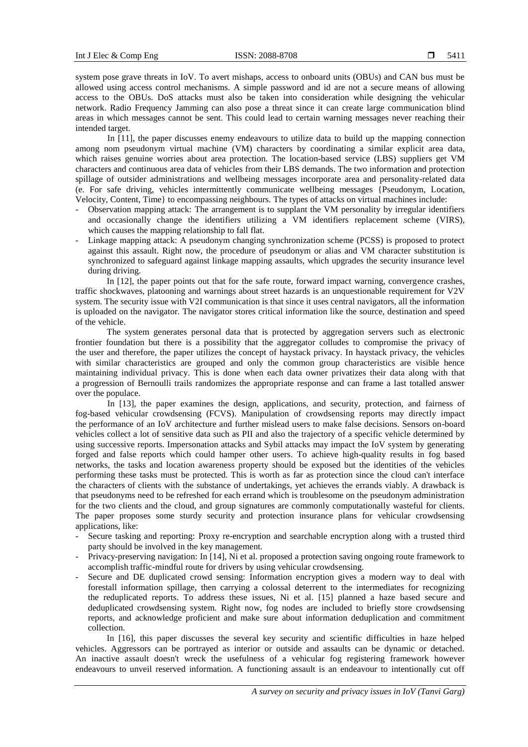system pose grave threats in IoV. To avert mishaps, access to onboard units (OBUs) and CAN bus must be allowed using access control mechanisms. A simple password and id are not a secure means of allowing access to the OBUs. DoS attacks must also be taken into consideration while designing the vehicular network. Radio Frequency Jamming can also pose a threat since it can create large communication blind areas in which messages cannot be sent. This could lead to certain warning messages never reaching their intended target.

In [11], the paper discusses enemy endeavours to utilize data to build up the mapping connection among nom pseudonym virtual machine (VM) characters by coordinating a similar explicit area data, which raises genuine worries about area protection. The location-based service (LBS) suppliers get VM characters and continuous area data of vehicles from their LBS demands. The two information and protection spillage of outsider administrations and wellbeing messages incorporate area and personality-related data (e. For safe driving, vehicles intermittently communicate wellbeing messages {Pseudonym, Location, Velocity, Content, Time} to encompassing neighbours. The types of attacks on virtual machines include:

- Observation mapping attack: The arrangement is to supplant the VM personality by irregular identifiers and occasionally change the identifiers utilizing a VM identifiers replacement scheme (VIRS), which causes the mapping relationship to fall flat.
- Linkage mapping attack: A pseudonym changing synchronization scheme (PCSS) is proposed to protect against this assault. Right now, the procedure of pseudonym or alias and VM character substitution is synchronized to safeguard against linkage mapping assaults, which upgrades the security insurance level during driving.

In [12], the paper points out that for the safe route, forward impact warning, convergence crashes, traffic shockwaves, platooning and warnings about street hazards is an unquestionable requirement for V2V system. The security issue with V2I communication is that since it uses central navigators, all the information is uploaded on the navigator. The navigator stores critical information like the source, destination and speed of the vehicle.

The system generates personal data that is protected by aggregation servers such as electronic frontier foundation but there is a possibility that the aggregator colludes to compromise the privacy of the user and therefore, the paper utilizes the concept of haystack privacy. In haystack privacy, the vehicles with similar characteristics are grouped and only the common group characteristics are visible hence maintaining individual privacy. This is done when each data owner privatizes their data along with that a progression of Bernoulli trails randomizes the appropriate response and can frame a last totalled answer over the populace.

In [13], the paper examines the design, applications, and security, protection, and fairness of fog-based vehicular crowdsensing (FCVS). Manipulation of crowdsensing reports may directly impact the performance of an IoV architecture and further mislead users to make false decisions. Sensors on-board vehicles collect a lot of sensitive data such as PII and also the trajectory of a specific vehicle determined by using successive reports. Impersonation attacks and Sybil attacks may impact the IoV system by generating forged and false reports which could hamper other users. To achieve high-quality results in fog based networks, the tasks and location awareness property should be exposed but the identities of the vehicles performing these tasks must be protected. This is worth as far as protection since the cloud can't interface the characters of clients with the substance of undertakings, yet achieves the errands viably. A drawback is that pseudonyms need to be refreshed for each errand which is troublesome on the pseudonym administration for the two clients and the cloud, and group signatures are commonly computationally wasteful for clients. The paper proposes some sturdy security and protection insurance plans for vehicular crowdsensing applications, like:

- Secure tasking and reporting: Proxy re-encryption and searchable encryption along with a trusted third party should be involved in the key management.
- Privacy-preserving navigation: In [14], Ni et al. proposed a protection saving ongoing route framework to accomplish traffic-mindful route for drivers by using vehicular crowdsensing.
- Secure and DE duplicated crowd sensing: Information encryption gives a modern way to deal with forestall information spillage, then carrying a colossal deterrent to the intermediates for recognizing the reduplicated reports. To address these issues, Ni et al. [15] planned a haze based secure and deduplicated crowdsensing system. Right now, fog nodes are included to briefly store crowdsensing reports, and acknowledge proficient and make sure about information deduplication and commitment collection.

In [16], this paper discusses the several key security and scientific difficulties in haze helped vehicles. Aggressors can be portrayed as interior or outside and assaults can be dynamic or detached. An inactive assault doesn't wreck the usefulness of a vehicular fog registering framework however endeavours to unveil reserved information. A functioning assault is an endeavour to intentionally cut off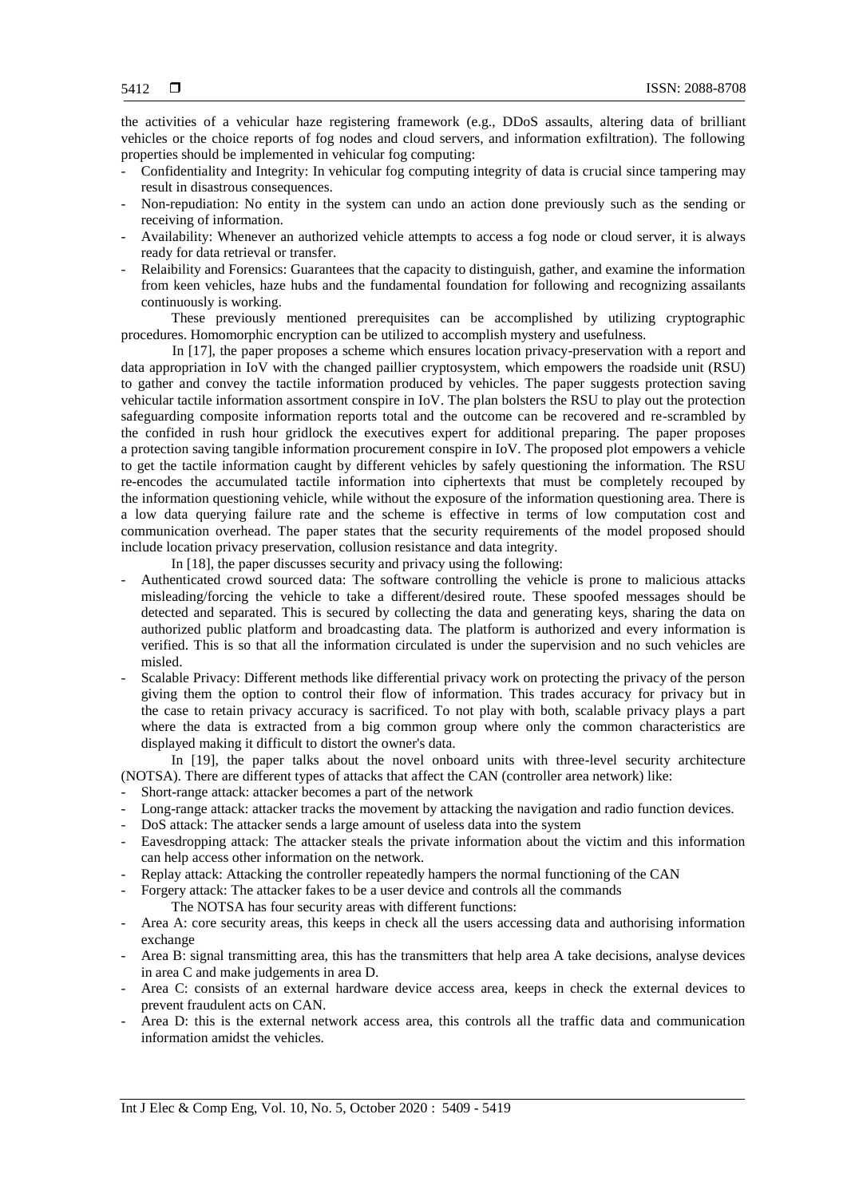the activities of a vehicular haze registering framework (e.g., DDoS assaults, altering data of brilliant vehicles or the choice reports of fog nodes and cloud servers, and information exfiltration). The following properties should be implemented in vehicular fog computing:

- Confidentiality and Integrity: In vehicular fog computing integrity of data is crucial since tampering may result in disastrous consequences.
- Non-repudiation: No entity in the system can undo an action done previously such as the sending or receiving of information.
- Availability: Whenever an authorized vehicle attempts to access a fog node or cloud server, it is always ready for data retrieval or transfer.
- Relaibility and Forensics: Guarantees that the capacity to distinguish, gather, and examine the information from keen vehicles, haze hubs and the fundamental foundation for following and recognizing assailants continuously is working.

These previously mentioned prerequisites can be accomplished by utilizing cryptographic procedures. Homomorphic encryption can be utilized to accomplish mystery and usefulness.

In [17], the paper proposes a scheme which ensures location privacy-preservation with a report and data appropriation in IoV with the changed paillier cryptosystem, which empowers the roadside unit (RSU) to gather and convey the tactile information produced by vehicles. The paper suggests protection saving vehicular tactile information assortment conspire in IoV. The plan bolsters the RSU to play out the protection safeguarding composite information reports total and the outcome can be recovered and re-scrambled by the confided in rush hour gridlock the executives expert for additional preparing. The paper proposes a protection saving tangible information procurement conspire in IoV. The proposed plot empowers a vehicle to get the tactile information caught by different vehicles by safely questioning the information. The RSU re-encodes the accumulated tactile information into ciphertexts that must be completely recouped by the information questioning vehicle, while without the exposure of the information questioning area. There is a low data querying failure rate and the scheme is effective in terms of low computation cost and communication overhead. The paper states that the security requirements of the model proposed should include location privacy preservation, collusion resistance and data integrity.

In [18], the paper discusses security and privacy using the following:

- Authenticated crowd sourced data: The software controlling the vehicle is prone to malicious attacks misleading/forcing the vehicle to take a different/desired route. These spoofed messages should be detected and separated. This is secured by collecting the data and generating keys, sharing the data on authorized public platform and broadcasting data. The platform is authorized and every information is verified. This is so that all the information circulated is under the supervision and no such vehicles are misled.
- Scalable Privacy: Different methods like differential privacy work on protecting the privacy of the person giving them the option to control their flow of information. This trades accuracy for privacy but in the case to retain privacy accuracy is sacrificed. To not play with both, scalable privacy plays a part where the data is extracted from a big common group where only the common characteristics are displayed making it difficult to distort the owner's data.

In [19], the paper talks about the novel onboard units with three-level security architecture (NOTSA). There are different types of attacks that affect the CAN (controller area network) like:

- Short-range attack: attacker becomes a part of the network
- Long-range attack: attacker tracks the movement by attacking the navigation and radio function devices.
- DoS attack: The attacker sends a large amount of useless data into the system
- Eavesdropping attack: The attacker steals the private information about the victim and this information can help access other information on the network.
- Replay attack: Attacking the controller repeatedly hampers the normal functioning of the CAN
- Forgery attack: The attacker fakes to be a user device and controls all the commands

The NOTSA has four security areas with different functions:

- Area A: core security areas, this keeps in check all the users accessing data and authorising information exchange
- Area B: signal transmitting area, this has the transmitters that help area A take decisions, analyse devices in area C and make judgements in area D.
- Area C: consists of an external hardware device access area, keeps in check the external devices to prevent fraudulent acts on CAN.
- Area D: this is the external network access area, this controls all the traffic data and communication information amidst the vehicles.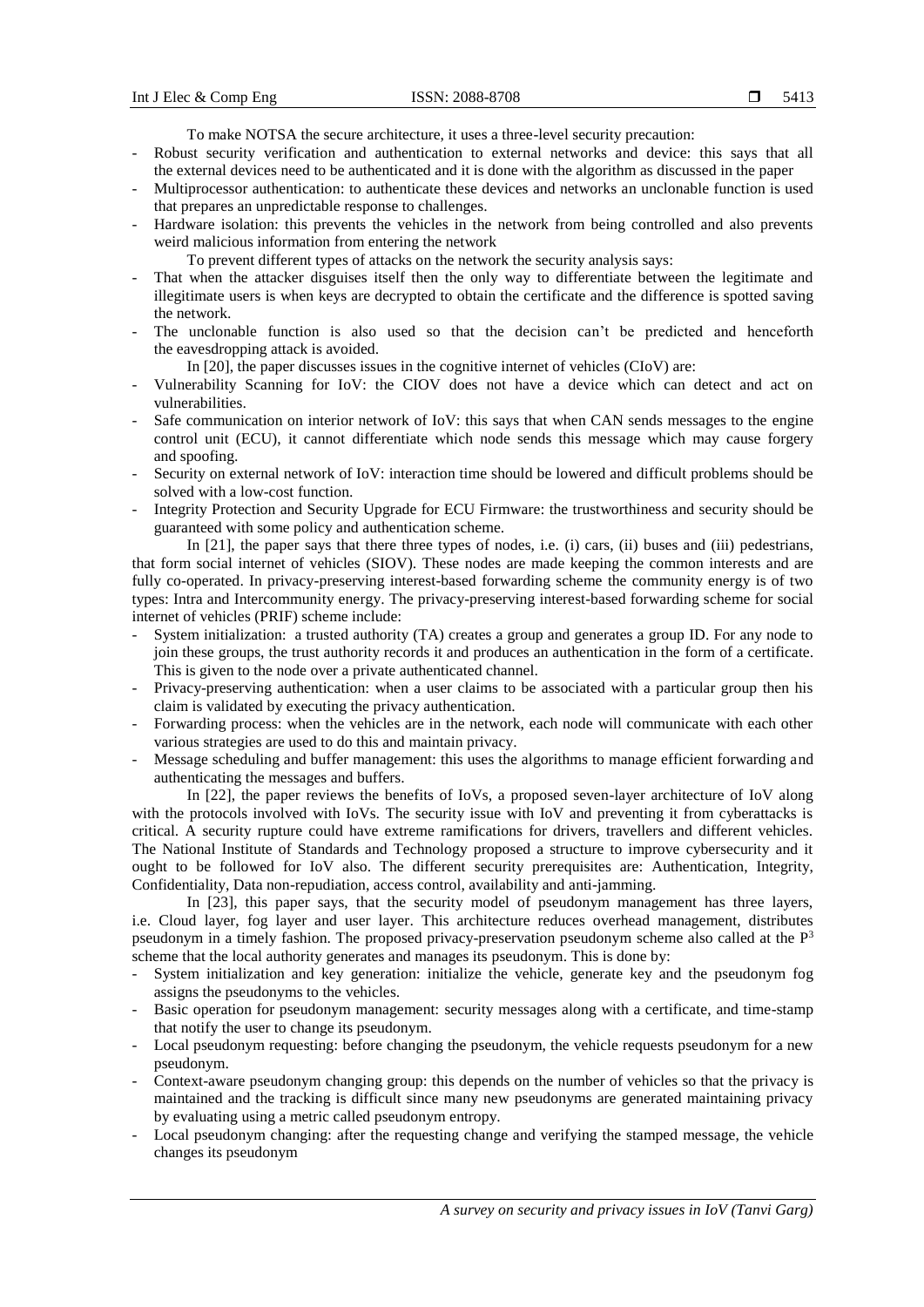To make NOTSA the secure architecture, it uses a three-level security precaution:

- Robust security verification and authentication to external networks and device: this says that all the external devices need to be authenticated and it is done with the algorithm as discussed in the paper
- Multiprocessor authentication: to authenticate these devices and networks an unclonable function is used that prepares an unpredictable response to challenges.
- Hardware isolation: this prevents the vehicles in the network from being controlled and also prevents weird malicious information from entering the network

To prevent different types of attacks on the network the security analysis says:

- That when the attacker disguises itself then the only way to differentiate between the legitimate and illegitimate users is when keys are decrypted to obtain the certificate and the difference is spotted saving the network.
- The unclonable function is also used so that the decision can't be predicted and henceforth the eavesdropping attack is avoided.

In [20], the paper discusses issues in the cognitive internet of vehicles (CIoV) are:

- Vulnerability Scanning for IoV: the CIOV does not have a device which can detect and act on vulnerabilities.
- Safe communication on interior network of IoV: this says that when CAN sends messages to the engine control unit (ECU), it cannot differentiate which node sends this message which may cause forgery and spoofing.
- Security on external network of IoV: interaction time should be lowered and difficult problems should be solved with a low-cost function.
- Integrity Protection and Security Upgrade for ECU Firmware: the trustworthiness and security should be guaranteed with some policy and authentication scheme.

In [21], the paper says that there three types of nodes, i.e. (i) cars, (ii) buses and (iii) pedestrians, that form social internet of vehicles (SIOV). These nodes are made keeping the common interests and are fully co-operated. In privacy-preserving interest-based forwarding scheme the community energy is of two types: Intra and Intercommunity energy. The privacy-preserving interest-based forwarding scheme for social internet of vehicles (PRIF) scheme include:

- System initialization: a trusted authority (TA) creates a group and generates a group ID. For any node to join these groups, the trust authority records it and produces an authentication in the form of a certificate. This is given to the node over a private authenticated channel.
- Privacy-preserving authentication: when a user claims to be associated with a particular group then his claim is validated by executing the privacy authentication.
- Forwarding process: when the vehicles are in the network, each node will communicate with each other various strategies are used to do this and maintain privacy.
- Message scheduling and buffer management: this uses the algorithms to manage efficient forwarding and authenticating the messages and buffers.

In [22], the paper reviews the benefits of IoVs, a proposed seven-layer architecture of IoV along with the protocols involved with IoVs. The security issue with IoV and preventing it from cyberattacks is critical. A security rupture could have extreme ramifications for drivers, travellers and different vehicles. The National Institute of Standards and Technology proposed a structure to improve cybersecurity and it ought to be followed for IoV also. The different security prerequisites are: Authentication, Integrity, Confidentiality, Data non-repudiation, access control, availability and anti-jamming.

In [23], this paper says, that the security model of pseudonym management has three layers, i.e. Cloud layer, fog layer and user layer. This architecture reduces overhead management, distributes pseudonym in a timely fashion. The proposed privacy-preservation pseudonym scheme also called at the $P^3$ scheme that the local authority generates and manages its pseudonym. This is done by:

- System initialization and key generation: initialize the vehicle, generate key and the pseudonym fog assigns the pseudonyms to the vehicles.
- Basic operation for pseudonym management: security messages along with a certificate, and time-stamp that notify the user to change its pseudonym.
- Local pseudonym requesting: before changing the pseudonym, the vehicle requests pseudonym for a new pseudonym.
- Context-aware pseudonym changing group: this depends on the number of vehicles so that the privacy is maintained and the tracking is difficult since many new pseudonyms are generated maintaining privacy by evaluating using a metric called pseudonym entropy.
- Local pseudonym changing: after the requesting change and verifying the stamped message, the vehicle changes its pseudonym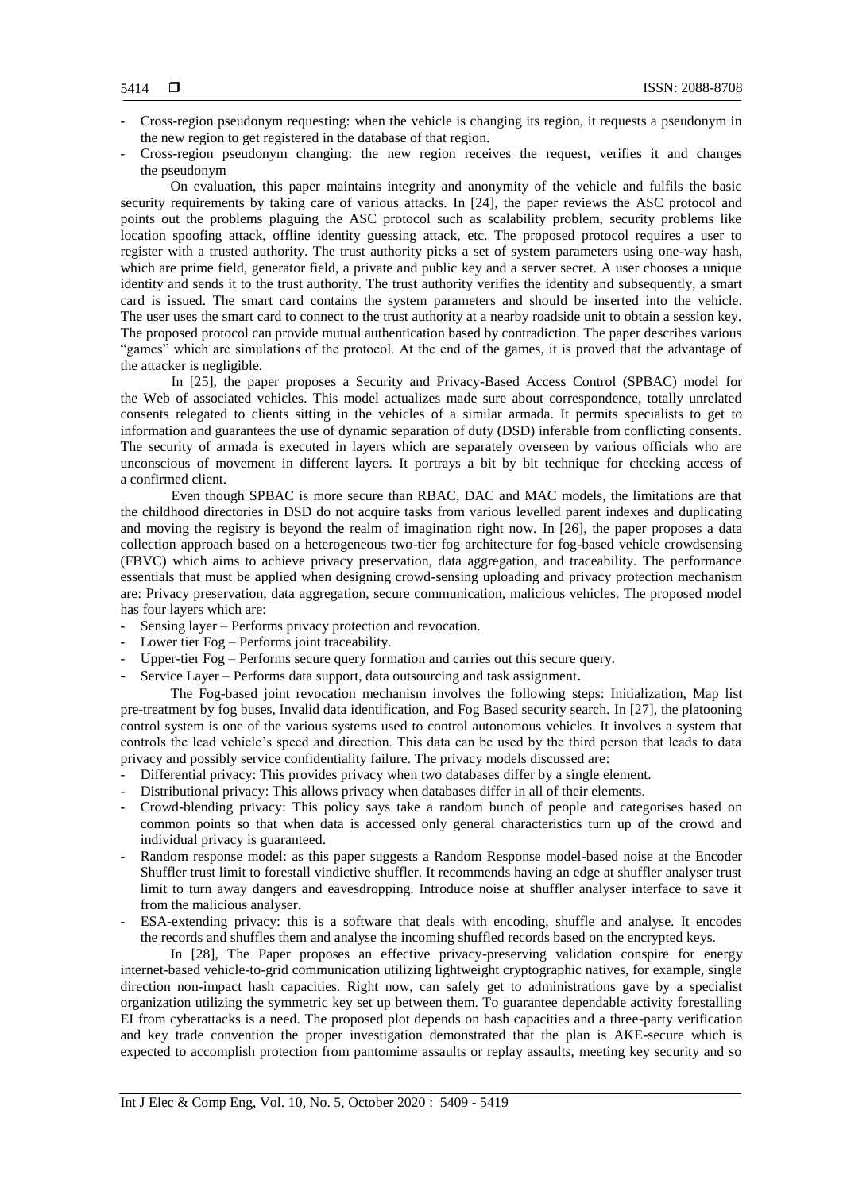- Cross-region pseudonym requesting: when the vehicle is changing its region, it requests a pseudonym in the new region to get registered in the database of that region.
- Cross-region pseudonym changing: the new region receives the request, verifies it and changes the pseudonym

On evaluation, this paper maintains integrity and anonymity of the vehicle and fulfils the basic security requirements by taking care of various attacks. In [24], the paper reviews the ASC protocol and points out the problems plaguing the ASC protocol such as scalability problem, security problems like location spoofing attack, offline identity guessing attack, etc. The proposed protocol requires a user to register with a trusted authority. The trust authority picks a set of system parameters using one-way hash, which are prime field, generator field, a private and public key and a server secret. A user chooses a unique identity and sends it to the trust authority. The trust authority verifies the identity and subsequently, a smart card is issued. The smart card contains the system parameters and should be inserted into the vehicle. The user uses the smart card to connect to the trust authority at a nearby roadside unit to obtain a session key. The proposed protocol can provide mutual authentication based by contradiction. The paper describes various "games" which are simulations of the protocol. At the end of the games, it is proved that the advantage of the attacker is negligible.

In [25], the paper proposes a Security and Privacy-Based Access Control (SPBAC) model for the Web of associated vehicles. This model actualizes made sure about correspondence, totally unrelated consents relegated to clients sitting in the vehicles of a similar armada. It permits specialists to get to information and guarantees the use of dynamic separation of duty (DSD) inferable from conflicting consents. The security of armada is executed in layers which are separately overseen by various officials who are unconscious of movement in different layers. It portrays a bit by bit technique for checking access of a confirmed client.

Even though SPBAC is more secure than RBAC, DAC and MAC models, the limitations are that the childhood directories in DSD do not acquire tasks from various levelled parent indexes and duplicating and moving the registry is beyond the realm of imagination right now. In [26], the paper proposes a data collection approach based on a heterogeneous two-tier fog architecture for fog-based vehicle crowdsensing (FBVC) which aims to achieve privacy preservation, data aggregation, and traceability. The performance essentials that must be applied when designing crowd-sensing uploading and privacy protection mechanism are: Privacy preservation, data aggregation, secure communication, malicious vehicles. The proposed model has four layers which are:

- Sensing layer – Performs privacy protection and revocation.
- Lower tier Fog – Performs joint traceability.
- Upper-tier Fog – Performs secure query formation and carries out this secure query.
- Service Layer – Performs data support, data outsourcing and task assignment.

The Fog-based joint revocation mechanism involves the following steps: Initialization, Map list pre-treatment by fog buses, Invalid data identification, and Fog Based security search. In [27], the platooning control system is one of the various systems used to control autonomous vehicles. It involves a system that controls the lead vehicle's speed and direction. This data can be used by the third person that leads to data privacy and possibly service confidentiality failure. The privacy models discussed are:

- Differential privacy: This provides privacy when two databases differ by a single element.
- Distributional privacy: This allows privacy when databases differ in all of their elements.
- Crowd-blending privacy: This policy says take a random bunch of people and categorises based on common points so that when data is accessed only general characteristics turn up of the crowd and individual privacy is guaranteed.
- Random response model: as this paper suggests a Random Response model-based noise at the Encoder Shuffler trust limit to forestall vindictive shuffler. It recommends having an edge at shuffler analyser trust limit to turn away dangers and eavesdropping. Introduce noise at shuffler analyser interface to save it from the malicious analyser.
- ESA-extending privacy: this is a software that deals with encoding, shuffle and analyse. It encodes the records and shuffles them and analyse the incoming shuffled records based on the encrypted keys.

In [28], The Paper proposes an effective privacy-preserving validation conspire for energy internet-based vehicle-to-grid communication utilizing lightweight cryptographic natives, for example, single direction non-impact hash capacities. Right now, can safely get to administrations gave by a specialist organization utilizing the symmetric key set up between them. To guarantee dependable activity forestalling EI from cyberattacks is a need. The proposed plot depends on hash capacities and a three-party verification and key trade convention the proper investigation demonstrated that the plan is AKE-secure which is expected to accomplish protection from pantomime assaults or replay assaults, meeting key security and so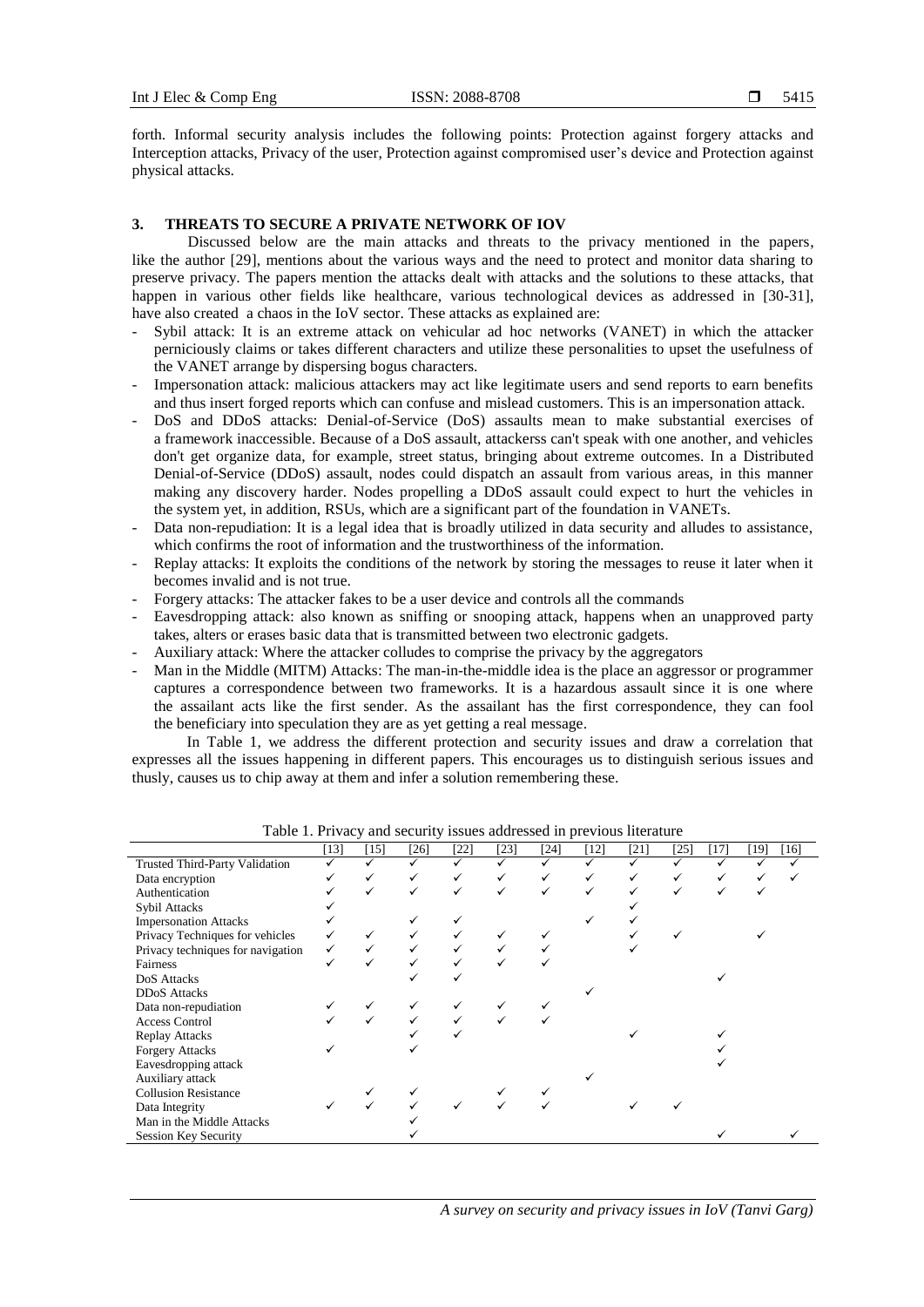forth. Informal security analysis includes the following points: Protection against forgery attacks and Interception attacks, Privacy of the user, Protection against compromised user's device and Protection against physical attacks.

## 3. THREATS TO SECURE A PRIVATE NETWORK OF IOV

Discussed below are the main attacks and threats to the privacy mentioned in the papers, like the author [29], mentions about the various ways and the need to protect and monitor data sharing to preserve privacy. The papers mention the attacks dealt with attacks and the solutions to these attacks, that happen in various other fields like healthcare, various technological devices as addressed in [30-31], have also created a chaos in the IoV sector. These attacks as explained are:

- Sybil attack: It is an extreme attack on vehicular ad hoc networks (VANET) in which the attacker perniciously claims or takes different characters and utilize these personalities to upset the usefulness of the VANET arrange by dispersing bogus characters.
- Impersonation attack: malicious attackers may act like legitimate users and send reports to earn benefits and thus insert forged reports which can confuse and mislead customers. This is an impersonation attack.
- DoS and DDoS attacks: Denial-of-Service (DoS) assaults mean to make substantial exercises of a framework inaccessible. Because of a DoS assault, attackerss can't speak with one another, and vehicles don't get organize data, for example, street status, bringing about extreme outcomes. In a Distributed Denial-of-Service (DDoS) assault, nodes could dispatch an assault from various areas, in this manner making any discovery harder. Nodes propelling a DDoS assault could expect to hurt the vehicles in the system yet, in addition, RSUs, which are a significant part of the foundation in VANETs.
- Data non-repudiation: It is a legal idea that is broadly utilized in data security and alludes to assistance, which confirms the root of information and the trustworthiness of the information.
- Replay attacks: It exploits the conditions of the network by storing the messages to reuse it later when it becomes invalid and is not true.
- Forgery attacks: The attacker fakes to be a user device and controls all the commands
- Eavesdropping attack: also known as sniffing or snooping attack, happens when an unapproved party takes, alters or erases basic data that is transmitted between two electronic gadgets.
- Auxiliary attack: Where the attacker colludes to comprise the privacy by the aggregators
- Man in the Middle (MITM) Attacks: The man-in-the-middle idea is the place an aggressor or programmer captures a correspondence between two frameworks. It is a hazardous assault since it is one where the assailant acts like the first sender. As the assailant has the first correspondence, they can fool the beneficiary into speculation they are as yet getting a real message.

In Table 1, we address the different protection and security issues and draw a correlation that expresses all the issues happening in different papers. This encourages us to distinguish serious issues and thusly, causes us to chip away at them and infer a solution remembering these.

Table 1. Privacy and security issues addressed in previous literature

| | [13] | [15] | [26] | [22] | [23] | [24] | [12] | [21] | [25] | [17] | [19] | [16] |
|---|---|---|---|---|---|---|---|---|---|---|---|---|
| Trusted Third-Party Validation | ✓ | ✓ | ✓ | ✓ | ✓ | ✓ | ✓ | ✓ | ✓ | ✓ | ✓ | ✓ |
| Data encryption | ✓ | ✓ | ✓ | ✓ | ✓ | ✓ | ✓ | ✓ | ✓ | ✓ | ✓ | ✓ |
| Authentication | ✓ | ✓ | ✓ | ✓ | ✓ | ✓ | ✓ | ✓ | ✓ | ✓ | ✓ | |
| Sybil Attacks | ✓ | | | | | | | ✓ | | | | |
| Impersonation Attacks | ✓ | | ✓ | ✓ | | | ✓ | ✓ | | | | |
| Privacy Techniques for vehicles | ✓ | ✓ | ✓ | ✓ | ✓ | ✓ | | ✓ | ✓ | | ✓ | |
| Privacy techniques for navigation | ✓ | ✓ | ✓ | ✓ | ✓ | ✓ | | ✓ | | | | |
| Fairness | ✓ | ✓ | ✓ | ✓ | ✓ | ✓ | | | | | | |
| DoS Attacks | | | ✓ | ✓ | | | | | | ✓ | | |
| DDoS Attacks | | | | | | | ✓ | | | | | |
| Data non-repudiation | ✓ | ✓ | ✓ | ✓ | ✓ | ✓ | | | | | | |
| Access Control | ✓ | ✓ | ✓ | ✓ | ✓ | ✓ | | | | | | |
| Replay Attacks | | | ✓ | ✓ | | | | ✓ | | ✓ | | |
| Forgery Attacks | ✓ | | ✓ | | | | | | | ✓ | | |
| Eavesdropping attack | | | | | | | | | | ✓ | | |
| Auxiliary attack | | | | | | | ✓ | | | | | |
| Collusion Resistance | | ✓ | ✓ | | ✓ | ✓ | | | | | | |
| Data Integrity | ✓ | ✓ | ✓ | ✓ | ✓ | ✓ | | ✓ | ✓ | | | |
| Man in the Middle Attacks | | | ✓ | | | | | | | | | |
| Session Key Security | | | ✓ | | | | | | | ✓ | | ✓ |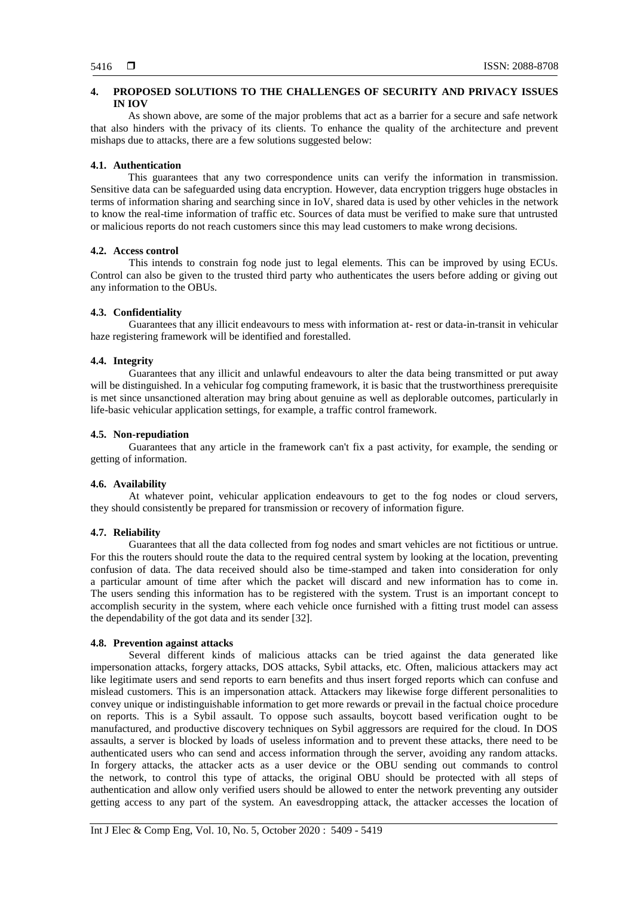## 4. PROPOSED SOLUTIONS TO THE CHALLENGES OF SECURITY AND PRIVACY ISSUES IN IOV

As shown above, are some of the major problems that act as a barrier for a secure and safe network that also hinders with the privacy of its clients. To enhance the quality of the architecture and prevent mishaps due to attacks, there are a few solutions suggested below:

### 4.1. Authentication

This guarantees that any two correspondence units can verify the information in transmission. Sensitive data can be safeguarded using data encryption. However, data encryption triggers huge obstacles in terms of information sharing and searching since in IoV, shared data is used by other vehicles in the network to know the real-time information of traffic etc. Sources of data must be verified to make sure that untrusted or malicious reports do not reach customers since this may lead customers to make wrong decisions.

### 4.2. Access control

This intends to constrain fog node just to legal elements. This can be improved by using ECUs. Control can also be given to the trusted third party who authenticates the users before adding or giving out any information to the OBUs.

### 4.3. Confidentiality

Guarantees that any illicit endeavours to mess with information at- rest or data-in-transit in vehicular haze registering framework will be identified and forestalled.

### 4.4. Integrity

Guarantees that any illicit and unlawful endeavours to alter the data being transmitted or put away will be distinguished. In a vehicular fog computing framework, it is basic that the trustworthiness prerequisite is met since unsanctioned alteration may bring about genuine as well as deplorable outcomes, particularly in life-basic vehicular application settings, for example, a traffic control framework.

### 4.5. Non-repudiation

Guarantees that any article in the framework can't fix a past activity, for example, the sending or getting of information.

### 4.6. Availability

At whatever point, vehicular application endeavours to get to the fog nodes or cloud servers, they should consistently be prepared for transmission or recovery of information figure.

### 4.7. Reliability

Guarantees that all the data collected from fog nodes and smart vehicles are not fictitious or untrue. For this the routers should route the data to the required central system by looking at the location, preventing confusion of data. The data received should also be time-stamped and taken into consideration for only a particular amount of time after which the packet will discard and new information has to come in. The users sending this information has to be registered with the system. Trust is an important concept to accomplish security in the system, where each vehicle once furnished with a fitting trust model can assess the dependability of the got data and its sender [32].

### 4.8. Prevention against attacks

Several different kinds of malicious attacks can be tried against the data generated like impersonation attacks, forgery attacks, DOS attacks, Sybil attacks, etc. Often, malicious attackers may act like legitimate users and send reports to earn benefits and thus insert forged reports which can confuse and mislead customers. This is an impersonation attack. Attackers may likewise forge different personalities to convey unique or indistinguishable information to get more rewards or prevail in the factual choice procedure on reports. This is a Sybil assault. To oppose such assaults, boycott based verification ought to be manufactured, and productive discovery techniques on Sybil aggressors are required for the cloud. In DOS assaults, a server is blocked by loads of useless information and to prevent these attacks, there need to be authenticated users who can send and access information through the server, avoiding any random attacks. In forgery attacks, the attacker acts as a user device or the OBU sending out commands to control the network, to control this type of attacks, the original OBU should be protected with all steps of authentication and allow only verified users should be allowed to enter the network preventing any outsider getting access to any part of the system. An eavesdropping attack, the attacker accesses the location of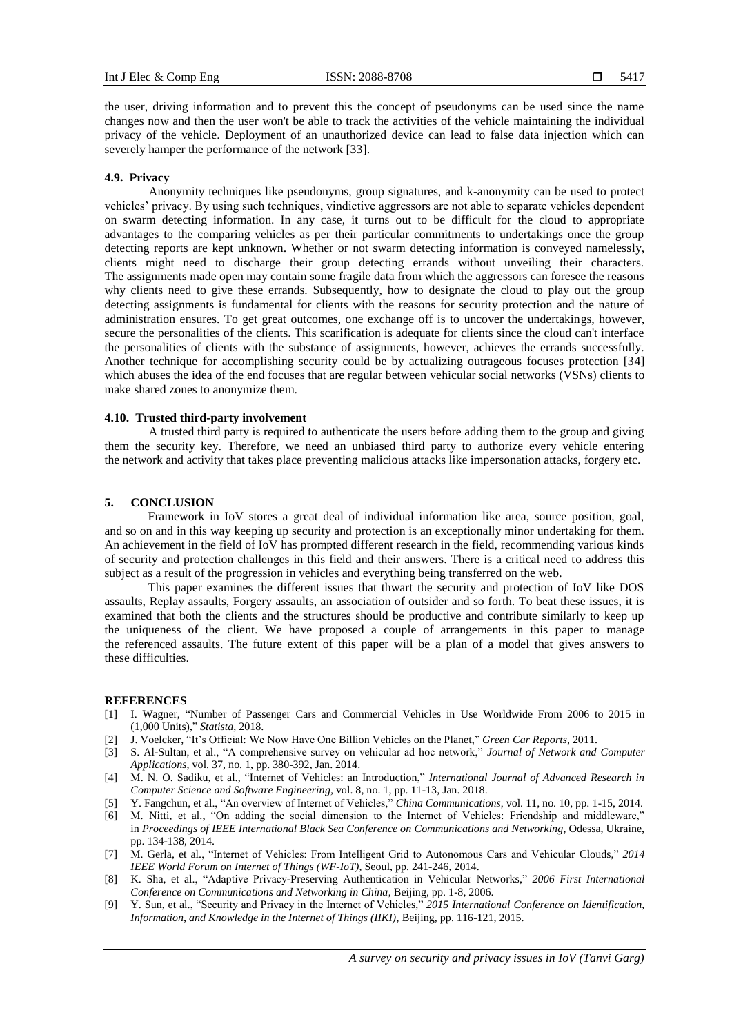the user, driving information and to prevent this the concept of pseudonyms can be used since the name changes now and then the user won't be able to track the activities of the vehicle maintaining the individual privacy of the vehicle. Deployment of an unauthorized device can lead to false data injection which can severely hamper the performance of the network [33].

### 4.9. Privacy

Anonymity techniques like pseudonyms, group signatures, and k-anonymity can be used to protect vehicles' privacy. By using such techniques, vindictive aggressors are not able to separate vehicles dependent on swarm detecting information. In any case, it turns out to be difficult for the cloud to appropriate advantages to the comparing vehicles as per their particular commitments to undertakings once the group detecting reports are kept unknown. Whether or not swarm detecting information is conveyed namelessly, clients might need to discharge their group detecting errands without unveiling their characters. The assignments made open may contain some fragile data from which the aggressors can foresee the reasons why clients need to give these errands. Subsequently, how to designate the cloud to play out the group detecting assignments is fundamental for clients with the reasons for security protection and the nature of administration ensures. To get great outcomes, one exchange off is to uncover the undertakings, however, secure the personalities of the clients. This scarification is adequate for clients since the cloud can't interface the personalities of clients with the substance of assignments, however, achieves the errands successfully. Another technique for accomplishing security could be by actualizing outrageous focuses protection [34] which abuses the idea of the end focuses that are regular between vehicular social networks (VSNs) clients to make shared zones to anonymize them.

### 4.10. Trusted third-party involvement

A trusted third party is required to authenticate the users before adding them to the group and giving them the security key. Therefore, we need an unbiased third party to authorize every vehicle entering the network and activity that takes place preventing malicious attacks like impersonation attacks, forgery etc.

## 5. CONCLUSION

Framework in IoV stores a great deal of individual information like area, source position, goal, and so on and in this way keeping up security and protection is an exceptionally minor undertaking for them. An achievement in the field of IoV has prompted different research in the field, recommending various kinds of security and protection challenges in this field and their answers. There is a critical need to address this subject as a result of the progression in vehicles and everything being transferred on the web.

This paper examines the different issues that thwart the security and protection of IoV like DOS assaults, Replay assaults, Forgery assaults, an association of outsider and so forth. To beat these issues, it is examined that both the clients and the structures should be productive and contribute similarly to keep up the uniqueness of the client. We have proposed a couple of arrangements in this paper to manage the referenced assaults. The future extent of this paper will be a plan of a model that gives answers to these difficulties.

## REFERENCES

[1] I. Wagner, "Number of Passenger Cars and Commercial Vehicles in Use Worldwide From 2006 to 2015 in (1,000 Units)," *Statista*, 2018.

[2] J. Voelcker, "It's Official: We Now Have One Billion Vehicles on the Planet," *Green Car Reports*, 2011.

[3] S. Al-Sultan, et al., "A comprehensive survey on vehicular ad hoc network," *Journal of Network and Computer Applications*, vol. 37, no. 1, pp. 380-392, Jan. 2014.

[4] M. N. O. Sadiku, et al., "Internet of Vehicles: an Introduction," *International Journal of Advanced Research in Computer Science and Software Engineering*, vol. 8, no. 1, pp. 11-13, Jan. 2018.

[5] Y. Fangchun, et al., "An overview of Internet of Vehicles," *China Communications*, vol. 11, no. 10, pp. 1-15, 2014.

[6] M. Nitti, et al., "On adding the social dimension to the Internet of Vehicles: Friendship and middleware," in *Proceedings of IEEE International Black Sea Conference on Communications and Networking*, Odessa, Ukraine, pp. 134-138, 2014.

[7] M. Gerla, et al., "Internet of Vehicles: From Intelligent Grid to Autonomous Cars and Vehicular Clouds," *2014 IEEE World Forum on Internet of Things (WF-IoT)*, Seoul, pp. 241-246, 2014.

[8] K. Sha, et al., "Adaptive Privacy-Preserving Authentication in Vehicular Networks," *2006 First International Conference on Communications and Networking in China*, Beijing, pp. 1-8, 2006.

[9] Y. Sun, et al., "Security and Privacy in the Internet of Vehicles," *2015 International Conference on Identification, Information, and Knowledge in the Internet of Things (IIKI)*, Beijing, pp. 116-121, 2015.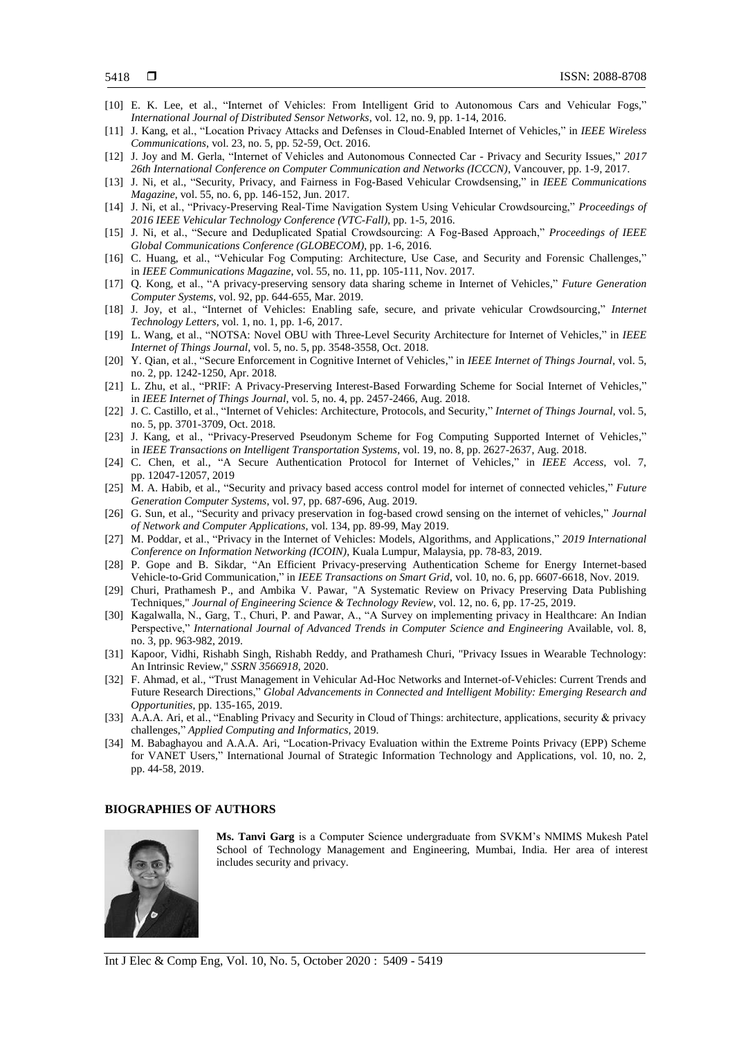[10] E. K. Lee, et al., "Internet of Vehicles: From Intelligent Grid to Autonomous Cars and Vehicular Fogs," *International Journal of Distributed Sensor Networks*, vol. 12, no. 9, pp. 1-14, 2016.

[11] J. Kang, et al., "Location Privacy Attacks and Defenses in Cloud-Enabled Internet of Vehicles," in *IEEE Wireless Communications*, vol. 23, no. 5, pp. 52-59, Oct. 2016.

[12] J. Joy and M. Gerla, "Internet of Vehicles and Autonomous Connected Car - Privacy and Security Issues," *2017 26th International Conference on Computer Communication and Networks (ICCCN)*, Vancouver, pp. 1-9, 2017.

[13] J. Ni, et al., "Security, Privacy, and Fairness in Fog-Based Vehicular Crowdsensing," in *IEEE Communications Magazine*, vol. 55, no. 6, pp. 146-152, Jun. 2017.

[14] J. Ni, et al., "Privacy-Preserving Real-Time Navigation System Using Vehicular Crowdsourcing," *Proceedings of 2016 IEEE Vehicular Technology Conference (VTC-Fall)*, pp. 1-5, 2016.

[15] J. Ni, et al., "Secure and Deduplicated Spatial Crowdsourcing: A Fog-Based Approach," *Proceedings of IEEE Global Communications Conference (GLOBECOM)*, pp. 1-6, 2016.

[16] C. Huang, et al., "Vehicular Fog Computing: Architecture, Use Case, and Security and Forensic Challenges," in *IEEE Communications Magazine*, vol. 55, no. 11, pp. 105-111, Nov. 2017.

[17] Q. Kong, et al., "A privacy-preserving sensory data sharing scheme in Internet of Vehicles," *Future Generation Computer Systems*, vol. 92, pp. 644-655, Mar. 2019.

[18] J. Joy, et al., "Internet of Vehicles: Enabling safe, secure, and private vehicular Crowdsourcing," *Internet Technology Letters*, vol. 1, no. 1, pp. 1-6, 2017.

[19] L. Wang, et al., "NOTSA: Novel OBU with Three-Level Security Architecture for Internet of Vehicles," in *IEEE Internet of Things Journal*, vol. 5, no. 5, pp. 3548-3558, Oct. 2018.

[20] Y. Qian, et al., "Secure Enforcement in Cognitive Internet of Vehicles," in *IEEE Internet of Things Journal*, vol. 5, no. 2, pp. 1242-1250, Apr. 2018.

[21] L. Zhu, et al., "PRIF: A Privacy-Preserving Interest-Based Forwarding Scheme for Social Internet of Vehicles," in *IEEE Internet of Things Journal*, vol. 5, no. 4, pp. 2457-2466, Aug. 2018.

[22] J. C. Castillo, et al., "Internet of Vehicles: Architecture, Protocols, and Security," *Internet of Things Journal*, vol. 5, no. 5, pp. 3701-3709, Oct. 2018.

[23] J. Kang, et al., "Privacy-Preserved Pseudonym Scheme for Fog Computing Supported Internet of Vehicles," in *IEEE Transactions on Intelligent Transportation Systems*, vol. 19, no. 8, pp. 2627-2637, Aug. 2018.

[24] C. Chen, et al., "A Secure Authentication Protocol for Internet of Vehicles," in *IEEE Access*, vol. 7, pp. 12047-12057, 2019

[25] M. A. Habib, et al., "Security and privacy based access control model for internet of connected vehicles," *Future Generation Computer Systems*, vol. 97, pp. 687-696, Aug. 2019.

[26] G. Sun, et al., "Security and privacy preservation in fog-based crowd sensing on the internet of vehicles," *Journal of Network and Computer Applications*, vol. 134, pp. 89-99, May 2019.

[27] M. Poddar, et al., "Privacy in the Internet of Vehicles: Models, Algorithms, and Applications," *2019 International Conference on Information Networking (ICOIN)*, Kuala Lumpur, Malaysia, pp. 78-83, 2019.

[28] P. Gope and B. Sikdar, "An Efficient Privacy-preserving Authentication Scheme for Energy Internet-based Vehicle-to-Grid Communication," in *IEEE Transactions on Smart Grid*, vol. 10, no. 6, pp. 6607-6618, Nov. 2019.

[29] Churi, Prathamesh P., and Ambika V. Pawar, "A Systematic Review on Privacy Preserving Data Publishing Techniques," *Journal of Engineering Science & Technology Review*, vol. 12, no. 6, pp. 17-25, 2019.

[30] Kagalwalla, N., Garg, T., Churi, P. and Pawar, A., "A Survey on implementing privacy in Healthcare: An Indian Perspective," *International Journal of Advanced Trends in Computer Science and Engineering* Available, vol. 8, no. 3, pp. 963-982, 2019.

[31] Kapoor, Vidhi, Rishabh Singh, Rishabh Reddy, and Prathamesh Churi, "Privacy Issues in Wearable Technology: An Intrinsic Review," *SSRN 3566918*, 2020.

[32] F. Ahmad, et al., "Trust Management in Vehicular Ad-Hoc Networks and Internet-of-Vehicles: Current Trends and Future Research Directions," *Global Advancements in Connected and Intelligent Mobility: Emerging Research and Opportunities*, pp. 135-165, 2019.

[33] A.A.A. Ari, et al., "Enabling Privacy and Security in Cloud of Things: architecture, applications, security & privacy challenges," *Applied Computing and Informatics*, 2019.

[34] M. Babaghayou and A.A.A. Ari, "Location-Privacy Evaluation within the Extreme Points Privacy (EPP) Scheme for VANET Users," International Journal of Strategic Information Technology and Applications, vol. 10, no. 2, pp. 44-58, 2019.

## BIOGRAPHIES OF AUTHORS

**Ms. Tanvi Garg** is a Computer Science undergraduate from SVKM's NMIMS Mukesh Patel School of Technology Management and Engineering, Mumbai, India. Her area of interest includes security and privacy.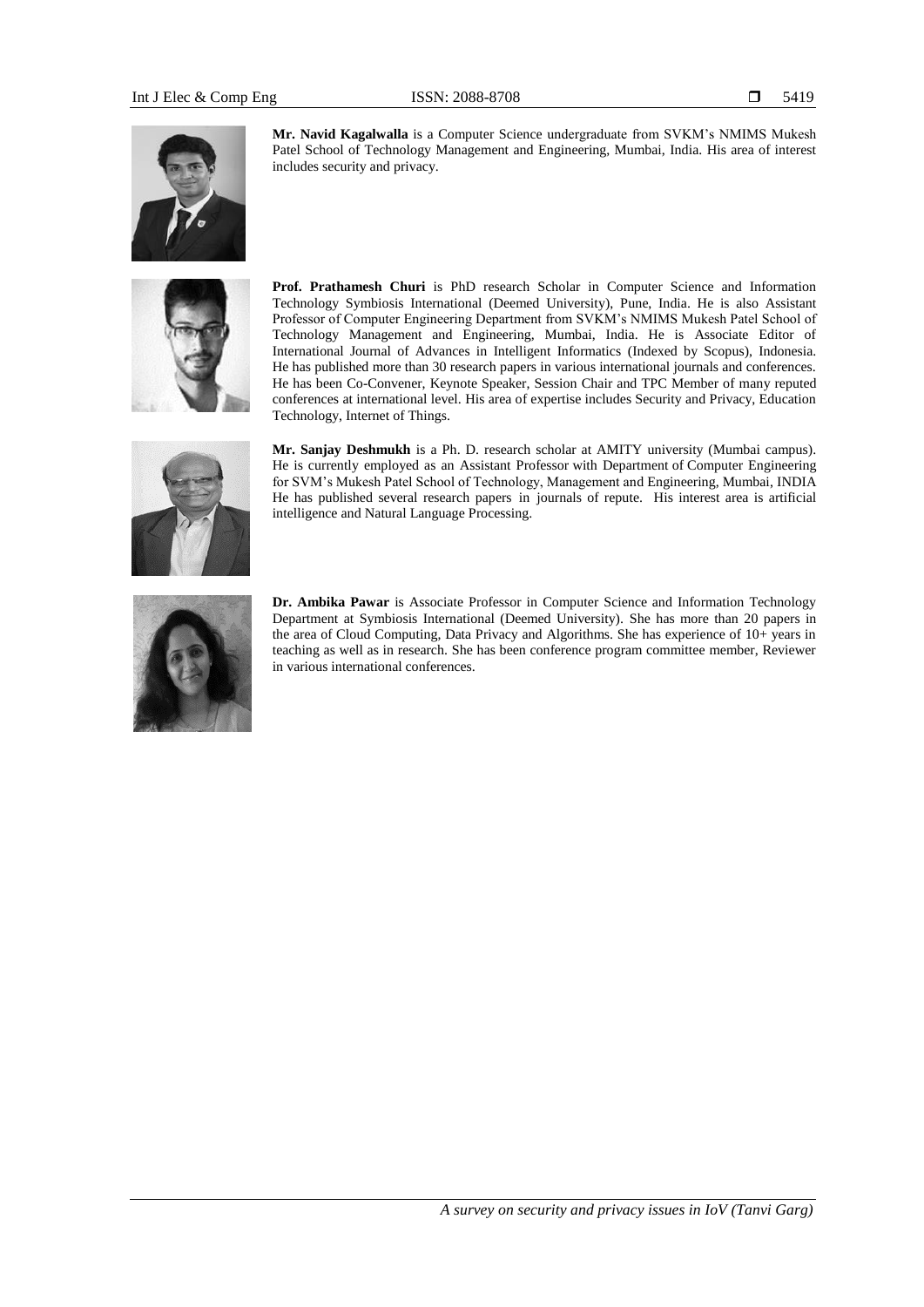**Mr. Navid Kagalwalla** is a Computer Science undergraduate from SVKM's NMIMS Mukesh Patel School of Technology Management and Engineering, Mumbai, India. His area of interest includes security and privacy.

**Prof. Prathamesh Churi** is PhD research Scholar in Computer Science and Information Technology Symbiosis International (Deemed University), Pune, India. He is also Assistant Professor of Computer Engineering Department from SVKM's NMIMS Mukesh Patel School of Technology Management and Engineering, Mumbai, India. He is Associate Editor of International Journal of Advances in Intelligent Informatics (Indexed by Scopus), Indonesia. He has published more than 30 research papers in various international journals and conferences. He has been Co-Convener, Keynote Speaker, Session Chair and TPC Member of many reputed conferences at international level. His area of expertise includes Security and Privacy, Education Technology, Internet of Things.

**Mr. Sanjay Deshmukh** is a Ph. D. research scholar at AMITY university (Mumbai campus). He is currently employed as an Assistant Professor with Department of Computer Engineering for SVM's Mukesh Patel School of Technology, Management and Engineering, Mumbai, INDIA He has published several research papers in journals of repute. His interest area is artificial intelligence and Natural Language Processing.

**Dr. Ambika Pawar** is Associate Professor in Computer Science and Information Technology Department at Symbiosis International (Deemed University). She has more than 20 papers in the area of Cloud Computing, Data Privacy and Algorithms. She has experience of 10+ years in teaching as well as in research. She has been conference program committee member, Reviewer in various international conferences.